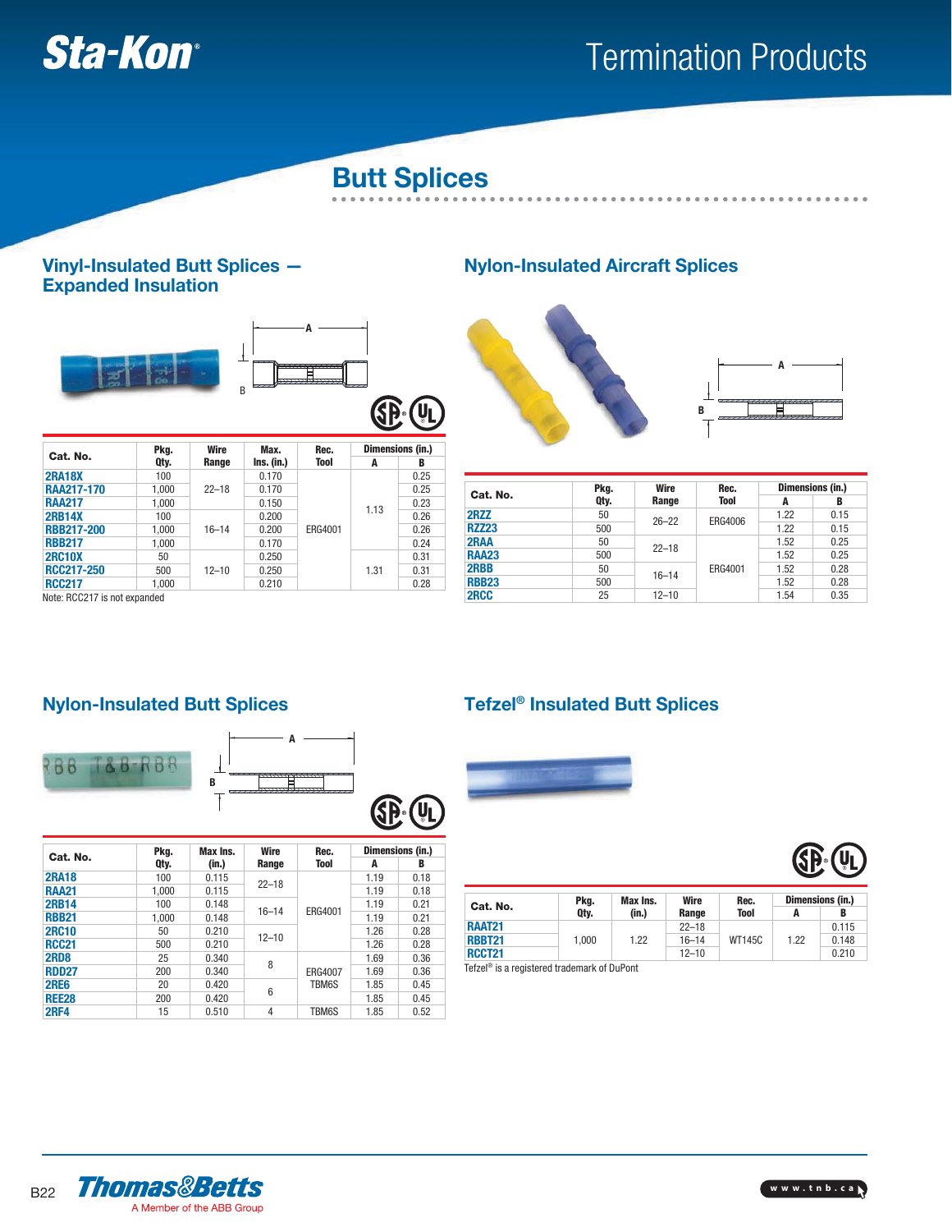# Sta-Kon® Termination Products

## Butt Splices

### Vinyl-Insulated Butt Splices — Expanded Insulation

| Cat. No. | Pkg. Qty. | Wire Range | Max. Ins. (in.) | Rec. Tool | Dimensions (in.) | |
|---|---|---|---|---|---|---|
| | | | | | A | B |
| 2RA18X | 100 | 22–18 | 0.170 | ERG4001 | 1.13 | 0.25 |
| RAA217-170 | 1,000 | 22–18 | 0.170 | ERG4001 | 1.13 | 0.25 |
| RAA217 | 1,000 | 22–18 | 0.150 | ERG4001 | 1.13 | 0.23 |
| 2RB14X | 100 | 16–14 | 0.200 | ERG4001 | 1.13 | 0.26 |
| RBB217-200 | 1,000 | 16–14 | 0.200 | ERG4001 | 1.13 | 0.26 |
| RBB217 | 1,000 | 16–14 | 0.170 | ERG4001 | 1.13 | 0.24 |
| 2RC10X | 50 | 12–10 | 0.250 | ERG4001 | 1.31 | 0.31 |
| RCC217-250 | 500 | 12–10 | 0.250 | ERG4001 | 1.31 | 0.31 |
| RCC217 | 1,000 | 12–10 | 0.210 | ERG4001 | 1.31 | 0.28 |

Note: RCC217 is not expanded

### Nylon-Insulated Aircraft Splices

| Cat. No. | Pkg. Qty. | Wire Range | Rec. Tool | Dimensions (in.) | |
|---|---|---|---|---|---|
| | | | | A | B |
| 2RZZ | 50 | 26–22 | ERG4006 | 1.22 | 0.15 |
| RZZ23 | 500 | 26–22 | ERG4006 | 1.22 | 0.15 |
| 2RAA | 50 | 22–18 | ERG4001 | 1.52 | 0.25 |
| RAA23 | 500 | 22–18 | ERG4001 | 1.52 | 0.25 |
| 2RBB | 50 | 16–14 | ERG4001 | 1.52 | 0.28 |
| RBB23 | 500 | 16–14 | ERG4001 | 1.52 | 0.28 |
| 2RCC | 25 | 12–10 | ERG4001 | 1.54 | 0.35 |

### Nylon-Insulated Butt Splices

| Cat. No. | Pkg. Qty. | Max Ins. (in.) | Wire Range | Rec. Tool | Dimensions (in.) | |
|---|---|---|---|---|---|---|
| | | | | | A | B |
| 2RA18 | 100 | 0.115 | 22–18 | ERG4001 | 1.19 | 0.18 |
| RAA21 | 1,000 | 0.115 | 22–18 | ERG4001 | 1.19 | 0.18 |
| 2RB14 | 100 | 0.148 | 16–14 | ERG4001 | 1.19 | 0.21 |
| RBB21 | 1,000 | 0.148 | 16–14 | ERG4001 | 1.19 | 0.21 |
| 2RC10 | 50 | 0.210 | 12–10 | ERG4001 | 1.26 | 0.28 |
| RCC21 | 500 | 0.210 | 12–10 | ERG4001 | 1.26 | 0.28 |
| 2RD8 | 25 | 0.340 | 8 | ERG4007 TBM6S | 1.69 | 0.36 |
| RDD27 | 200 | 0.340 | 8 | ERG4007 TBM6S | 1.69 | 0.36 |
| 2RE6 | 20 | 0.420 | 6 | ERG4007 TBM6S | 1.85 | 0.45 |
| REE28 | 200 | 0.420 | 6 | ERG4007 TBM6S | 1.85 | 0.45 |
| 2RF4 | 15 | 0.510 | 4 | TBM6S | 1.85 | 0.52 |

### Tefzel® Insulated Butt Splices

| Cat. No. | Pkg. Qty. | Max Ins. (in.) | Wire Range | Rec. Tool | Dimensions (in.) | |
|---|---|---|---|---|---|---|
| | | | | | A | B |
| RAAT21 | 1,000 | 1.22 | 22–18 | WT145C | 1.22 | 0.115 |
| RBBT21 | 1,000 | 1.22 | 16–14 | WT145C | 1.22 | 0.148 |
| RCCT21 | 1,000 | 1.22 | 12–10 | WT145C | 1.22 | 0.210 |

Tefzel® is a registered trademark of DuPont

Thomas&Betts — A Member of the ABB Group

www.tnb.ca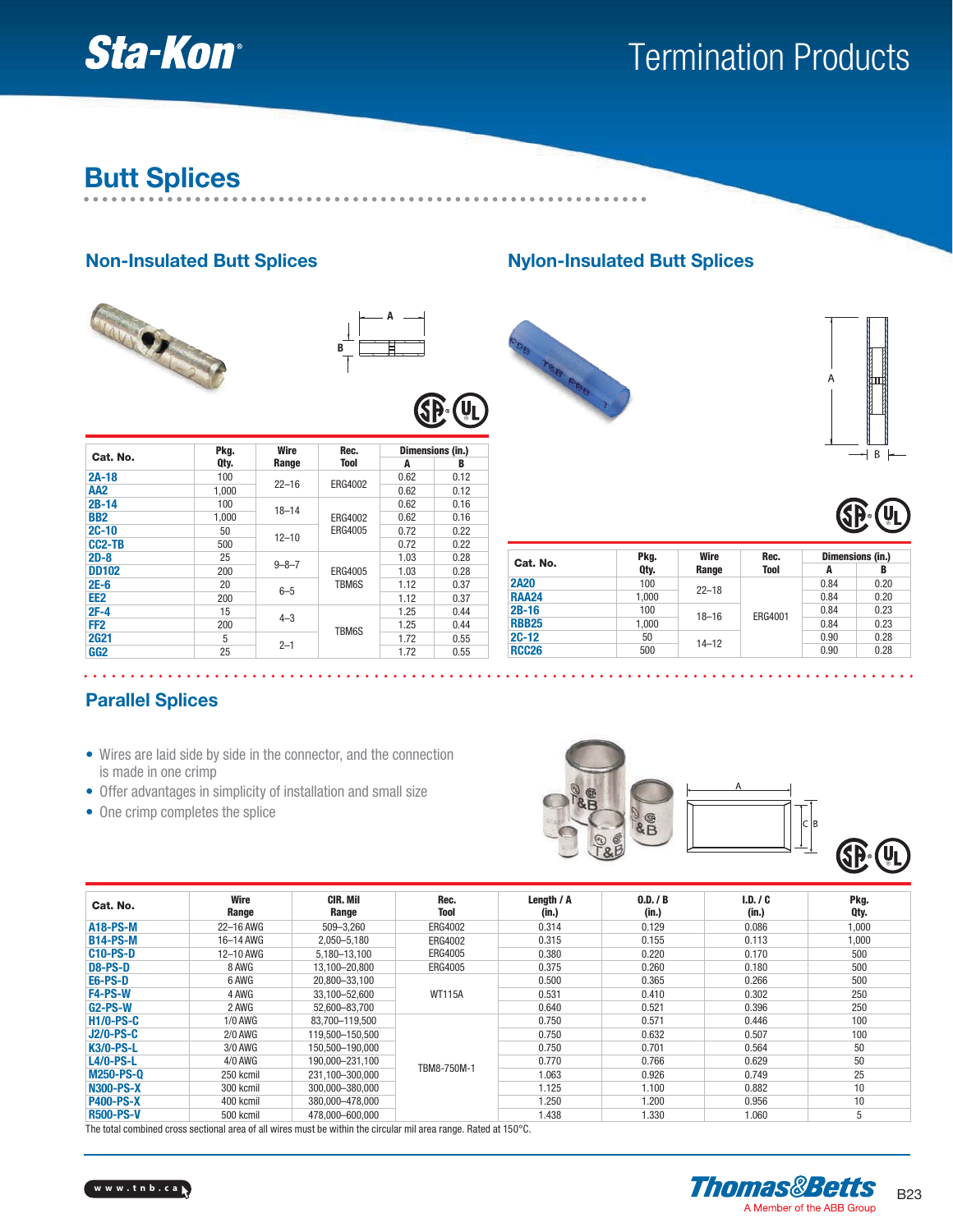## Butt Splices

### Non-Insulated Butt Splices

| Cat. No. | Pkg. Qty. | Wire Range | Rec. Tool | Dimensions (in.) | |
|---|---|---|---|---|---|
| | | | | A | B |
| 2A-18 | 100 | 22–16 | ERG4002 | 0.62 | 0.12 |
| AA2 | 1,000 | | | 0.62 | 0.12 |
| 2B-14 | 100 | 18–14 | ERG4002 ERG4005 | 0.62 | 0.16 |
| BB2 | 1,000 | | | 0.62 | 0.16 |
| 2C-10 | 50 | 12–10 | | 0.72 | 0.22 |
| CC2-TB | 500 | | | 0.72 | 0.22 |
| 2D-8 | 25 | 9–8–7 | ERG4005 TBM6S | 1.03 | 0.28 |
| DD102 | 200 | | | 1.03 | 0.28 |
| 2E-6 | 20 | 6–5 | | 1.12 | 0.37 |
| EE2 | 200 | | | 1.12 | 0.37 |
| 2F-4 | 15 | 4–3 | TBM6S | 1.25 | 0.44 |
| FF2 | 200 | | | 1.25 | 0.44 |
| 2G21 | 5 | 2–1 | | 1.72 | 0.55 |
| GG2 | 25 | | | 1.72 | 0.55 |

### Nylon-Insulated Butt Splices

| Cat. No. | Pkg. Qty. | Wire Range | Rec. Tool | Dimensions (in.) | |
|---|---|---|---|---|---|
| | | | | A | B |
| 2A20 | 100 | 22–18 | ERG4001 | 0.84 | 0.20 |
| RAA24 | 1,000 | | | 0.84 | 0.20 |
| 2B-16 | 100 | 18–16 | | 0.84 | 0.23 |
| RBB25 | 1,000 | | | 0.84 | 0.23 |
| 2C-12 | 50 | 14–12 | | 0.90 | 0.28 |
| RCC26 | 500 | | | 0.90 | 0.28 |

## Parallel Splices

- Wires are laid side by side in the connector, and the connection is made in one crimp
- Offer advantages in simplicity of installation and small size
- One crimp completes the splice

| Cat. No. | Wire Range | CIR. Mil Range | Rec. Tool | Length / A (in.) | O.D. / B (in.) | I.D. / C (in.) | Pkg. Qty. |
|---|---|---|---|---|---|---|---|
| A18-PS-M | 22–16 AWG | 509–3,260 | ERG4002 | 0.314 | 0.129 | 0.086 | 1,000 |
| B14-PS-M | 16–14 AWG | 2,050–5,180 | ERG4002 | 0.315 | 0.155 | 0.113 | 1,000 |
| C10-PS-D | 12–10 AWG | 5,180–13,100 | ERG4005 | 0.380 | 0.220 | 0.170 | 500 |
| D8-PS-D | 8 AWG | 13,100–20,800 | ERG4005 | 0.375 | 0.260 | 0.180 | 500 |
| E6-PS-D | 6 AWG | 20,800–33,100 | WT115A | 0.500 | 0.365 | 0.266 | 500 |
| F4-PS-W | 4 AWG | 33,100–52,600 | | 0.531 | 0.410 | 0.302 | 250 |
| G2-PS-W | 2 AWG | 52,600–83,700 | | 0.640 | 0.521 | 0.396 | 250 |
| H1/0-PS-C | 1/0 AWG | 83,700–119,500 | TBM8-750M-1 | 0.750 | 0.571 | 0.446 | 100 |
| J2/0-PS-C | 2/0 AWG | 119,500–150,500 | | 0.750 | 0.632 | 0.507 | 100 |
| K3/0-PS-L | 3/0 AWG | 150,500–190,000 | | 0.750 | 0.701 | 0.564 | 50 |
| L4/0-PS-L | 4/0 AWG | 190,000–231,100 | | 0.770 | 0.766 | 0.629 | 50 |
| M250-PS-Q | 250 kcmil | 231,100–300,000 | | 1.063 | 0.926 | 0.749 | 25 |
| N300-PS-X | 300 kcmil | 300,000–380,000 | | 1.125 | 1.100 | 0.882 | 10 |
| P400-PS-X | 400 kcmil | 380,000–478,000 | | 1.250 | 1.200 | 0.956 | 10 |
| R500-PS-V | 500 kcmil | 478,000–600,000 | | 1.438 | 1.330 | 1.060 | 5 |

The total combined cross sectional area of all wires must be within the circular mil area range. Rated at 150°C.